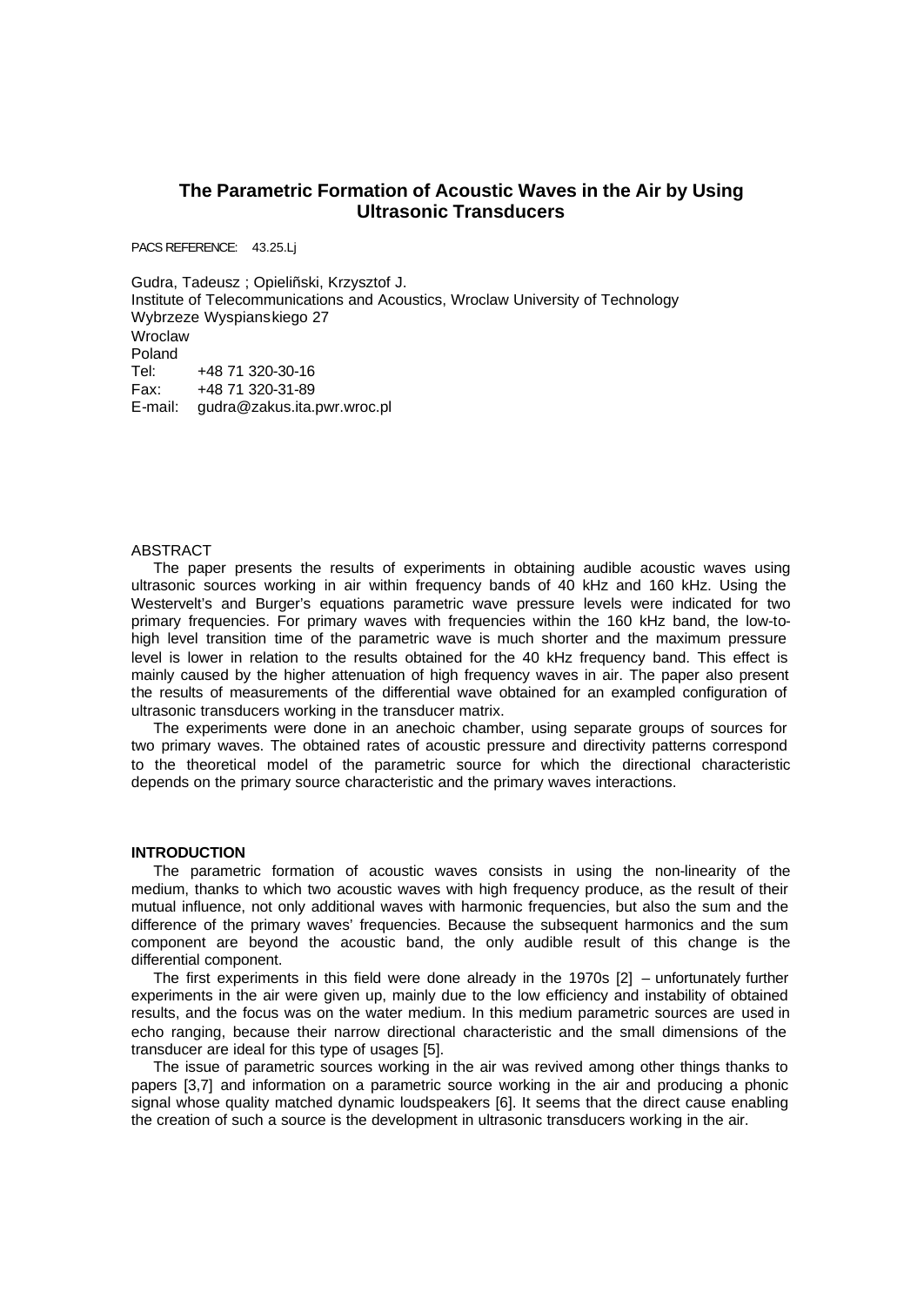# The Parametric Formation of Acoustic Waves in the Air by Using Ultrasonic Transducers

PACS REFERENCE: 43.25.Lj

Gudra, Tadeusz ; Opieliñski, Krzysztof J.
Institute of Telecommunications and Acoustics, Wroclaw University of Technology
Wybrzeze Wyspianskiego 27
Wroclaw
Poland
Tel: +48 71 320-30-16
Fax: +48 71 320-31-89
E-mail: gudra@zakus.ita.pwr.wroc.pl

ABSTRACT

The paper presents the results of experiments in obtaining audible acoustic waves using ultrasonic sources working in air within frequency bands of 40 kHz and 160 kHz. Using the Westervelt's and Burger's equations parametric wave pressure levels were indicated for two primary frequencies. For primary waves with frequencies within the 160 kHz band, the low-to-high level transition time of the parametric wave is much shorter and the maximum pressure level is lower in relation to the results obtained for the 40 kHz frequency band. This effect is mainly caused by the higher attenuation of high frequency waves in air. The paper also present the results of measurements of the differential wave obtained for an exampled configuration of ultrasonic transducers working in the transducer matrix.

The experiments were done in an anechoic chamber, using separate groups of sources for two primary waves. The obtained rates of acoustic pressure and directivity patterns correspond to the theoretical model of the parametric source for which the directional characteristic depends on the primary source characteristic and the primary waves interactions.

## INTRODUCTION

The parametric formation of acoustic waves consists in using the non-linearity of the medium, thanks to which two acoustic waves with high frequency produce, as the result of their mutual influence, not only additional waves with harmonic frequencies, but also the sum and the difference of the primary waves' frequencies. Because the subsequent harmonics and the sum component are beyond the acoustic band, the only audible result of this change is the differential component.

The first experiments in this field were done already in the 1970s [2] – unfortunately further experiments in the air were given up, mainly due to the low efficiency and instability of obtained results, and the focus was on the water medium. In this medium parametric sources are used in echo ranging, because their narrow directional characteristic and the small dimensions of the transducer are ideal for this type of usages [5].

The issue of parametric sources working in the air was revived among other things thanks to papers [3,7] and information on a parametric source working in the air and producing a phonic signal whose quality matched dynamic loudspeakers [6]. It seems that the direct cause enabling the creation of such a source is the development in ultrasonic transducers working in the air.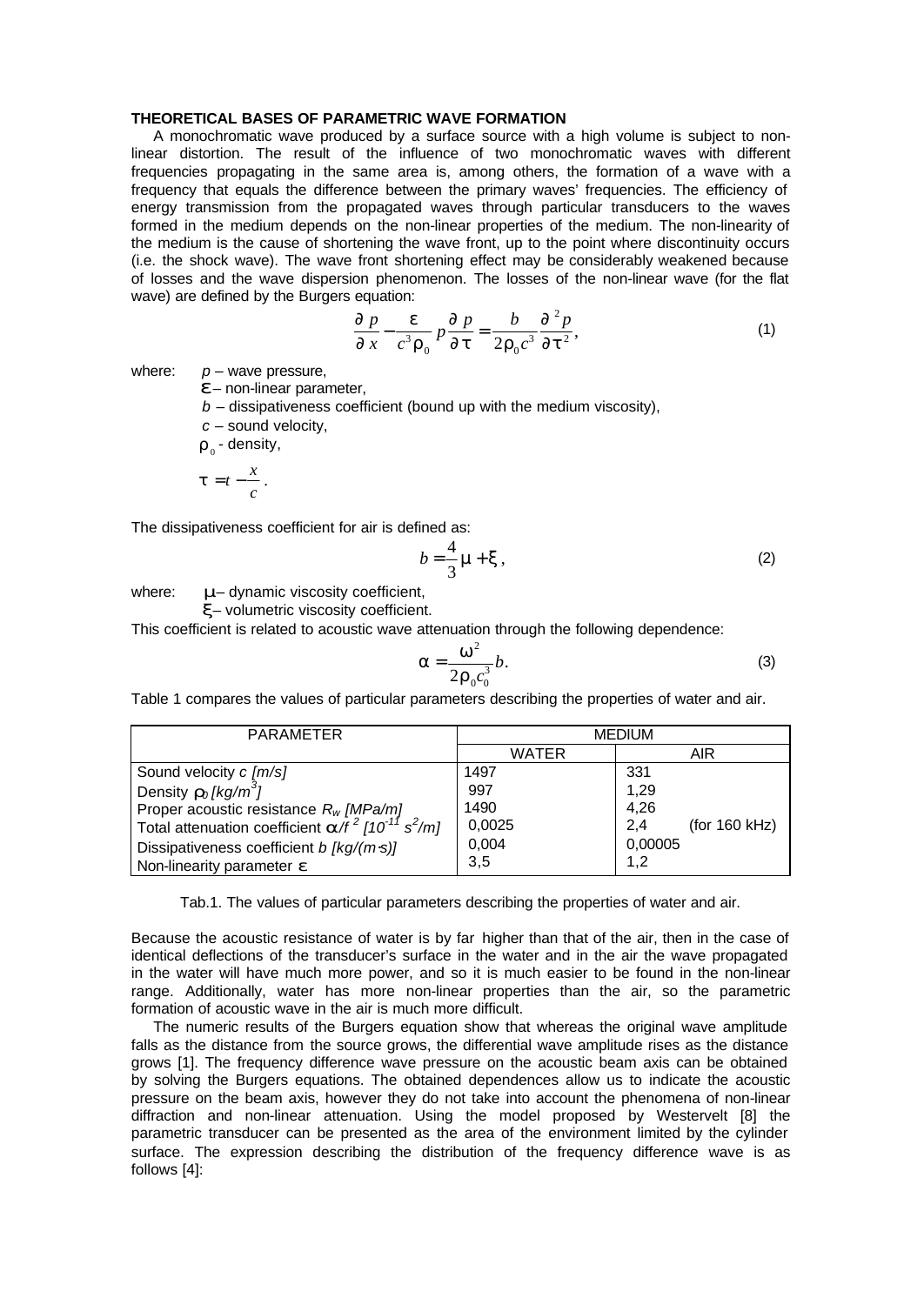## THEORETICAL BASES OF PARAMETRIC WAVE FORMATION

A monochromatic wave produced by a surface source with a high volume is subject to non-linear distortion. The result of the influence of two monochromatic waves with different frequencies propagating in the same area is, among others, the formation of a wave with a frequency that equals the difference between the primary waves' frequencies. The efficiency of energy transmission from the propagated waves through particular transducers to the waves formed in the medium depends on the non-linear properties of the medium. The non-linearity of the medium is the cause of shortening the wave front, up to the point where discontinuity occurs (i.e. the shock wave). The wave front shortening effect may be considerably weakened because of losses and the wave dispersion phenomenon. The losses of the non-linear wave (for the flat wave) are defined by the Burgers equation:

$$\frac{\partial p}{\partial x} - \frac{\varepsilon}{c^3 \rho_0} p \frac{\partial p}{\partial \tau} = \frac{b}{2\rho_0 c^3} \frac{\partial^2 p}{\partial \tau^2}, \tag{1}$$

where: $p$ – wave pressure,

$\varepsilon$ – non-linear parameter,

$b$ – dissipativeness coefficient (bound up with the medium viscosity),

$c$ – sound velocity,

$\rho_0$ - density,

$\tau = t - \dfrac{x}{c}$.

The dissipativeness coefficient for air is defined as:

$$b = \frac{4}{3}\mu + \xi, \tag{2}$$

where: $\mu$ – dynamic viscosity coefficient,

$\xi$ – volumetric viscosity coefficient.

This coefficient is related to acoustic wave attenuation through the following dependence:

$$\alpha = \frac{\omega^2}{2\rho_0 c_0^3} b. \tag{3}$$

Table 1 compares the values of particular parameters describing the properties of water and air.

| PARAMETER | MEDIUM | |
|---|---|---|
| | WATER | AIR |
| Sound velocity *c [m/s]* | 1497 | 331 |
| Density $\rho_0$ *[kg/m$^3$]* | 997 | 1,29 |
| Proper acoustic resistance $R_w$ *[MPa/m]* | 1490 | 4,26 |
| Total attenuation coefficient $\alpha/f^2$ *[$10^{-11}$ s$^2$/m]* | 0,0025 | 2,4 (for 160 kHz) |
| Dissipativeness coefficient *b [kg/(m·s)]* | 0,004 | 0,00005 |
| Non-linearity parameter $\varepsilon$ | 3,5 | 1,2 |

Tab.1. The values of particular parameters describing the properties of water and air.

Because the acoustic resistance of water is by far higher than that of the air, then in the case of identical deflections of the transducer's surface in the water and in the air the wave propagated in the water will have much more power, and so it is much easier to be found in the non-linear range. Additionally, water has more non-linear properties than the air, so the parametric formation of acoustic wave in the air is much more difficult.

The numeric results of the Burgers equation show that whereas the original wave amplitude falls as the distance from the source grows, the differential wave amplitude rises as the distance grows [1]. The frequency difference wave pressure on the acoustic beam axis can be obtained by solving the Burgers equations. The obtained dependences allow us to indicate the acoustic pressure on the beam axis, however they do not take into account the phenomena of non-linear diffraction and non-linear attenuation. Using the model proposed by Westervelt [8] the parametric transducer can be presented as the area of the environment limited by the cylinder surface. The expression describing the distribution of the frequency difference wave is as follows [4]: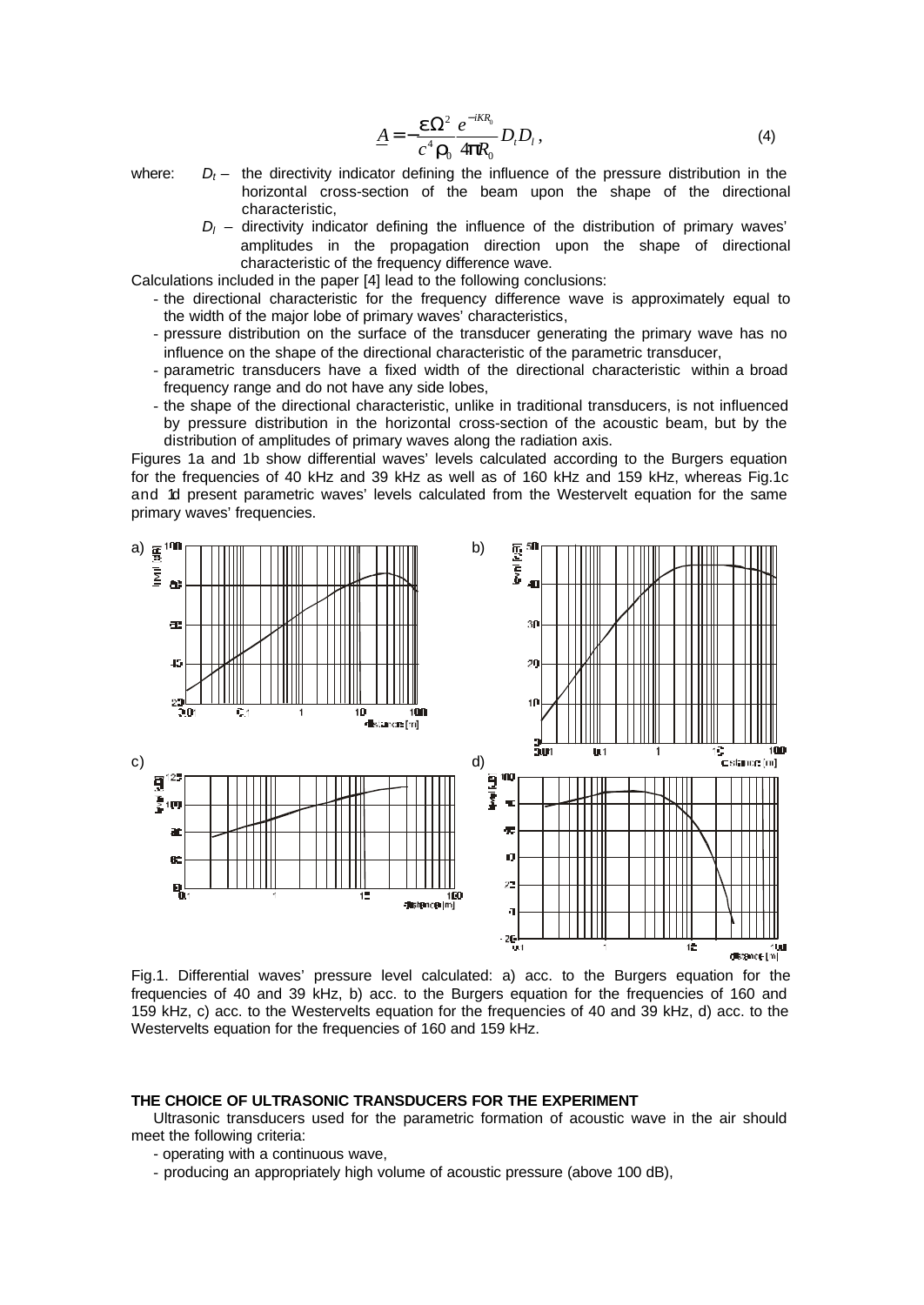$$\underline{A} = -\frac{\varepsilon \Omega^2}{c^4 \rho_0} \frac{e^{-iKR_0}}{4\pi R_0} D_t D_l \,, \tag{4}$$

where: $D_t$ – the directivity indicator defining the influence of the pressure distribution in the horizontal cross-section of the beam upon the shape of the directional characteristic,

$D_l$ – directivity indicator defining the influence of the distribution of primary waves' amplitudes in the propagation direction upon the shape of directional characteristic of the frequency difference wave.

Calculations included in the paper [4] lead to the following conclusions:

- the directional characteristic for the frequency difference wave is approximately equal to the width of the major lobe of primary waves' characteristics,
- pressure distribution on the surface of the transducer generating the primary wave has no influence on the shape of the directional characteristic of the parametric transducer,
- parametric transducers have a fixed width of the directional characteristic within a broad frequency range and do not have any side lobes,
- the shape of the directional characteristic, unlike in traditional transducers, is not influenced by pressure distribution in the horizontal cross-section of the acoustic beam, but by the distribution of amplitudes of primary waves along the radiation axis.

Figures 1a and 1b show differential waves' levels calculated according to the Burgers equation for the frequencies of 40 kHz and 39 kHz as well as of 160 kHz and 159 kHz, whereas Fig.1c and 1d present parametric waves' levels calculated from the Westervelt equation for the same primary waves' frequencies.

Fig.1. Differential waves' pressure level calculated: a) acc. to the Burgers equation for the frequencies of 40 and 39 kHz, b) acc. to the Burgers equation for the frequencies of 160 and 159 kHz, c) acc. to the Westervelts equation for the frequencies of 40 and 39 kHz, d) acc. to the Westervelts equation for the frequencies of 160 and 159 kHz.

**THE CHOICE OF ULTRASONIC TRANSDUCERS FOR THE EXPERIMENT**

Ultrasonic transducers used for the parametric formation of acoustic wave in the air should meet the following criteria:

- operating with a continuous wave,
- producing an appropriately high volume of acoustic pressure (above 100 dB),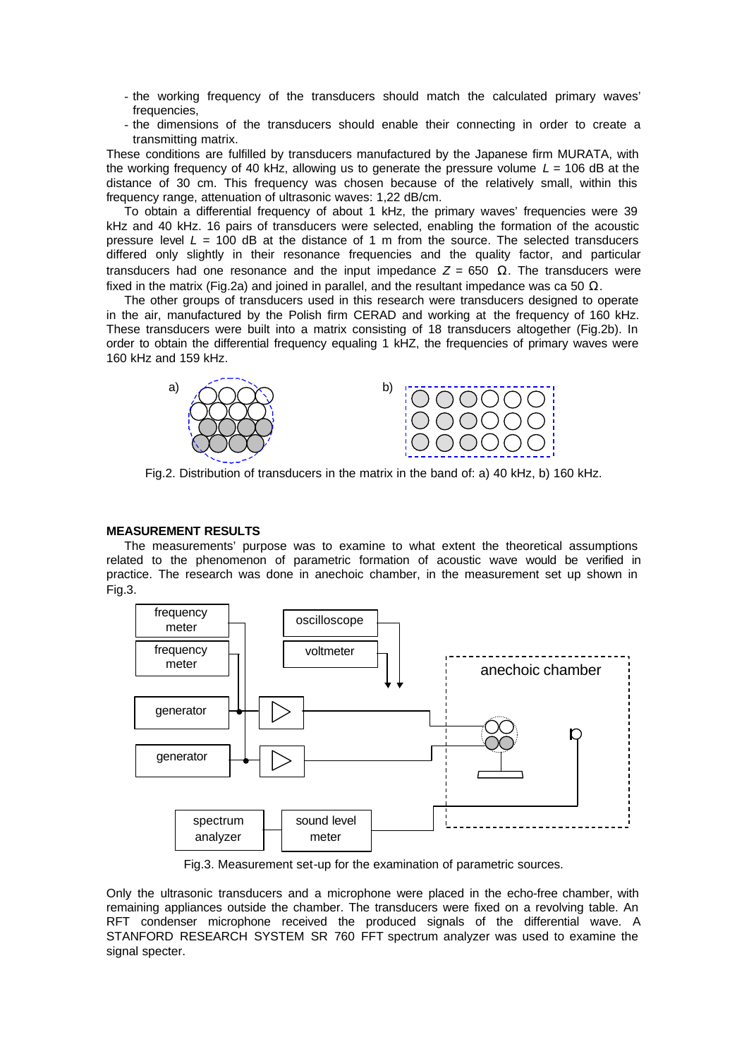- the working frequency of the transducers should match the calculated primary waves' frequencies,
- the dimensions of the transducers should enable their connecting in order to create a transmitting matrix.

These conditions are fulfilled by transducers manufactured by the Japanese firm MURATA, with the working frequency of 40 kHz, allowing us to generate the pressure volume $L$ = 106 dB at the distance of 30 cm. This frequency was chosen because of the relatively small, within this frequency range, attenuation of ultrasonic waves: 1,22 dB/cm.

To obtain a differential frequency of about 1 kHz, the primary waves' frequencies were 39 kHz and 40 kHz. 16 pairs of transducers were selected, enabling the formation of the acoustic pressure level $L$ = 100 dB at the distance of 1 m from the source. The selected transducers differed only slightly in their resonance frequencies and the quality factor, and particular transducers had one resonance and the input impedance $Z$ = 650 Ω. The transducers were fixed in the matrix (Fig.2a) and joined in parallel, and the resultant impedance was ca 50 Ω.

The other groups of transducers used in this research were transducers designed to operate in the air, manufactured by the Polish firm CERAD and working at the frequency of 160 kHz. These transducers were built into a matrix consisting of 18 transducers altogether (Fig.2b). In order to obtain the differential frequency equaling 1 kHZ, the frequencies of primary waves were 160 kHz and 159 kHz.

Fig.2. Distribution of transducers in the matrix in the band of: a) 40 kHz, b) 160 kHz.

## MEASUREMENT RESULTS

The measurements' purpose was to examine to what extent the theoretical assumptions related to the phenomenon of parametric formation of acoustic wave would be verified in practice. The research was done in anechoic chamber, in the measurement set up shown in Fig.3.

Fig.3. Measurement set-up for the examination of parametric sources.

Only the ultrasonic transducers and a microphone were placed in the echo-free chamber, with remaining appliances outside the chamber. The transducers were fixed on a revolving table. An RFT condenser microphone received the produced signals of the differential wave. A STANFORD RESEARCH SYSTEM SR 760 FFT spectrum analyzer was used to examine the signal specter.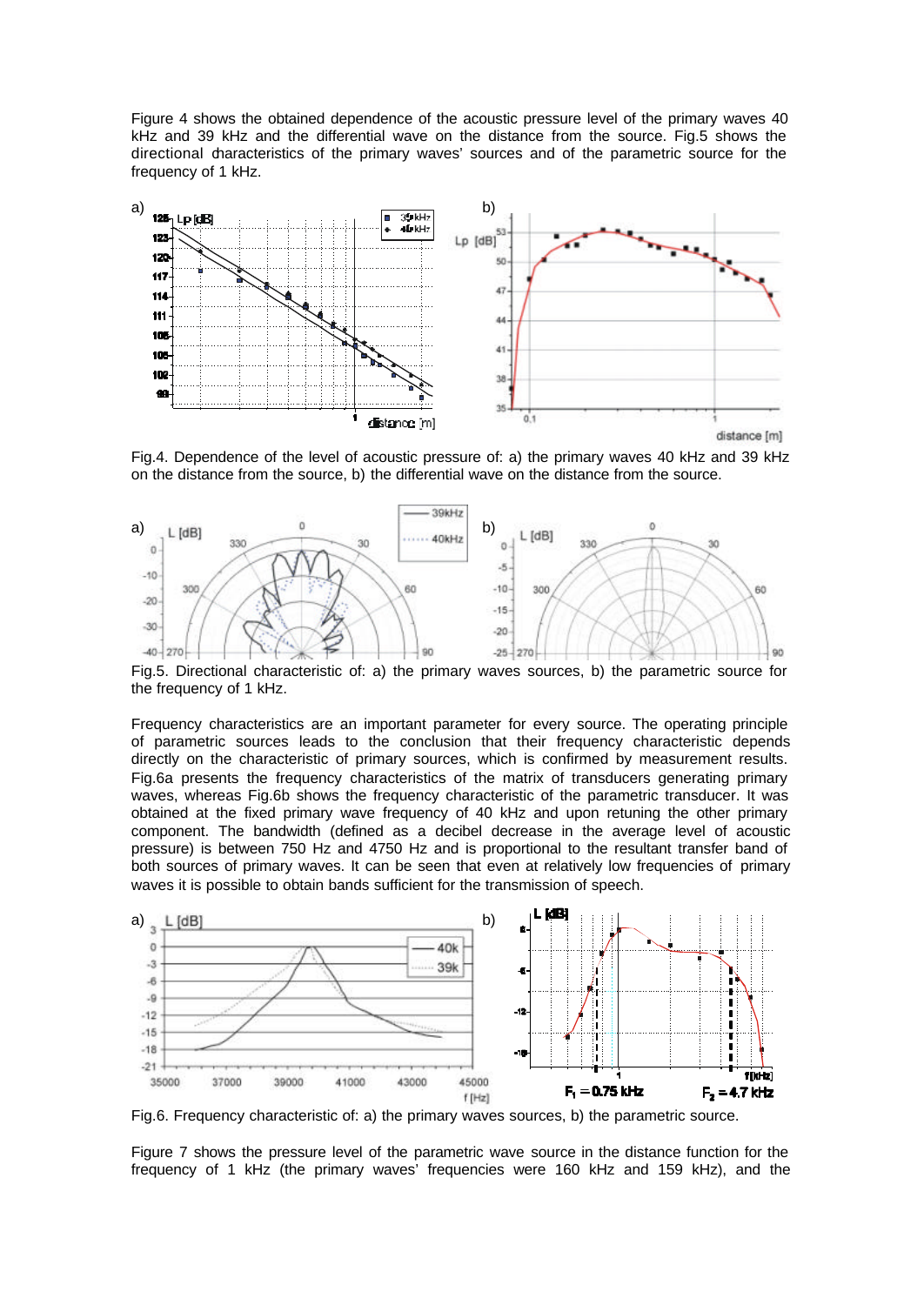Figure 4 shows the obtained dependence of the acoustic pressure level of the primary waves 40 kHz and 39 kHz and the differential wave on the distance from the source. Fig.5 shows the directional characteristics of the primary waves' sources and of the parametric source for the frequency of 1 kHz.

Fig.4. Dependence of the level of acoustic pressure of: a) the primary waves 40 kHz and 39 kHz on the distance from the source, b) the differential wave on the distance from the source.

Fig.5. Directional characteristic of: a) the primary waves sources, b) the parametric source for the frequency of 1 kHz.

Frequency characteristics are an important parameter for every source. The operating principle of parametric sources leads to the conclusion that their frequency characteristic depends directly on the characteristic of primary sources, which is confirmed by measurement results. Fig.6a presents the frequency characteristics of the matrix of transducers generating primary waves, whereas Fig.6b shows the frequency characteristic of the parametric transducer. It was obtained at the fixed primary wave frequency of 40 kHz and upon retuning the other primary component. The bandwidth (defined as a decibel decrease in the average level of acoustic pressure) is between 750 Hz and 4750 Hz and is proportional to the resultant transfer band of both sources of primary waves. It can be seen that even at relatively low frequencies of primary waves it is possible to obtain bands sufficient for the transmission of speech.

Fig.6. Frequency characteristic of: a) the primary waves sources, b) the parametric source.

Figure 7 shows the pressure level of the parametric wave source in the distance function for the frequency of 1 kHz (the primary waves' frequencies were 160 kHz and 159 kHz), and the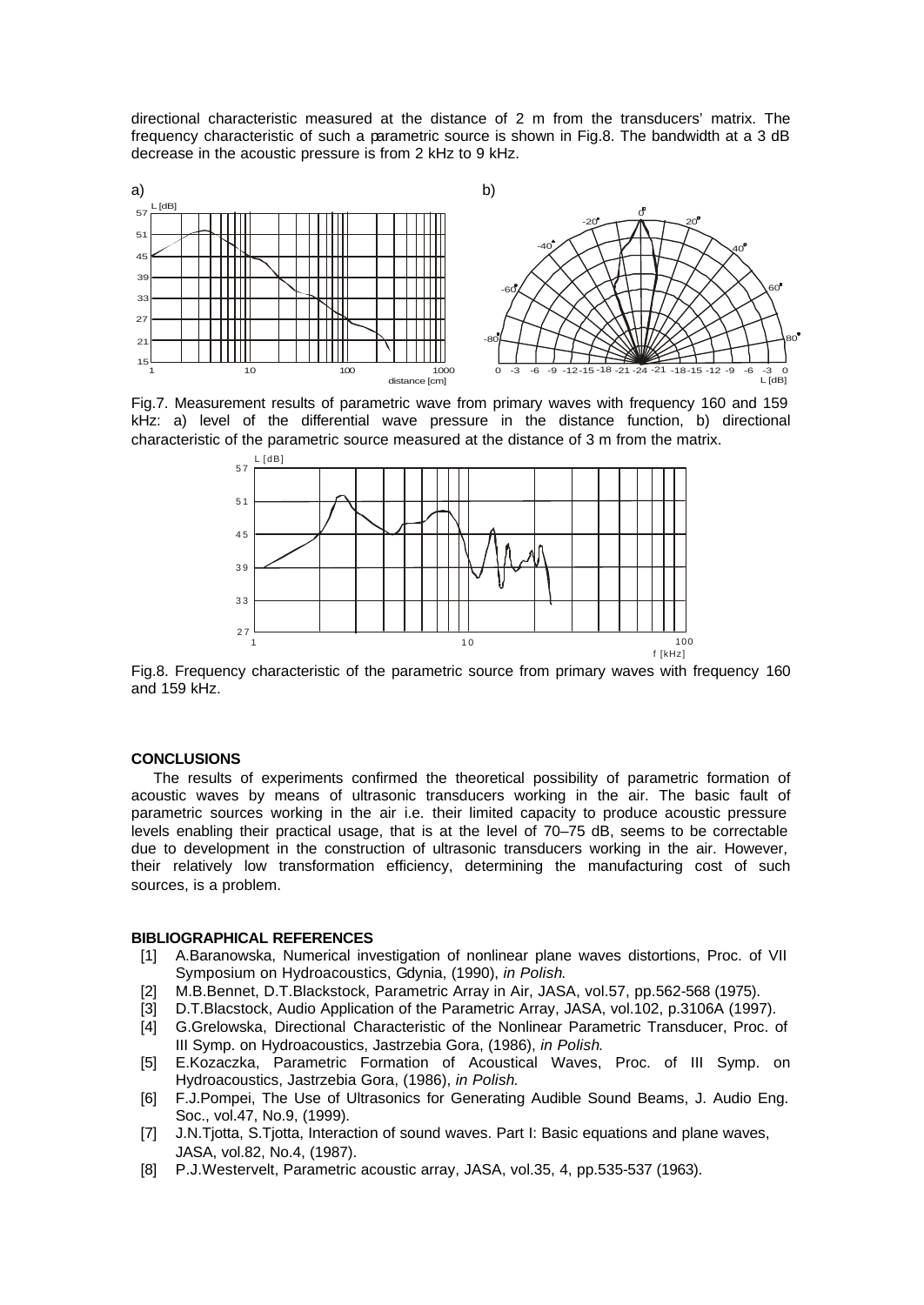directional characteristic measured at the distance of 2 m from the transducers' matrix. The frequency characteristic of such a parametric source is shown in Fig.8. The bandwidth at a 3 dB decrease in the acoustic pressure is from 2 kHz to 9 kHz.

a)

L [dB]

57
51
45
39
33
27
21
15

1 10 100 1000

distance [cm]

b)

0° 20° 40° 60° 80° -20° -40° -60° -80°

0 -3 -6 -9 -12 -15 -18 -21 -24 -21 -18 -15 -12 -9 -6 -3 0

L [dB]

Fig.7. Measurement results of parametric wave from primary waves with frequency 160 and 159 kHz: a) level of the differential wave pressure in the distance function, b) directional characteristic of the parametric source measured at the distance of 3 m from the matrix.

L [dB]

57
51
45
39
33
27

1 10 100

f [kHz]

Fig.8. Frequency characteristic of the parametric source from primary waves with frequency 160 and 159 kHz.

## CONCLUSIONS

The results of experiments confirmed the theoretical possibility of parametric formation of acoustic waves by means of ultrasonic transducers working in the air. The basic fault of parametric sources working in the air i.e. their limited capacity to produce acoustic pressure levels enabling their practical usage, that is at the level of 70–75 dB, seems to be correctable due to development in the construction of ultrasonic transducers working in the air. However, their relatively low transformation efficiency, determining the manufacturing cost of such sources, is a problem.

## BIBLIOGRAPHICAL REFERENCES

[1] A.Baranowska, Numerical investigation of nonlinear plane waves distortions, Proc. of VII Symposium on Hydroacoustics, Gdynia, (1990), *in Polish*.

[2] M.B.Bennet, D.T.Blackstock, Parametric Array in Air, JASA, vol.57, pp.562-568 (1975).

[3] D.T.Blacstock, Audio Application of the Parametric Array, JASA, vol.102, p.3106A (1997).

[4] G.Grelowska, Directional Characteristic of the Nonlinear Parametric Transducer, Proc. of III Symp. on Hydroacoustics, Jastrzebia Gora, (1986), *in Polish*.

[5] E.Kozaczka, Parametric Formation of Acoustical Waves, Proc. of III Symp. on Hydroacoustics, Jastrzebia Gora, (1986), *in Polish*.

[6] F.J.Pompei, The Use of Ultrasonics for Generating Audible Sound Beams, J. Audio Eng. Soc., vol.47, No.9, (1999).

[7] J.N.Tjotta, S.Tjotta, Interaction of sound waves. Part I: Basic equations and plane waves, JASA, vol.82, No.4, (1987).

[8] P.J.Westervelt, Parametric acoustic array, JASA, vol.35, 4, pp.535-537 (1963).